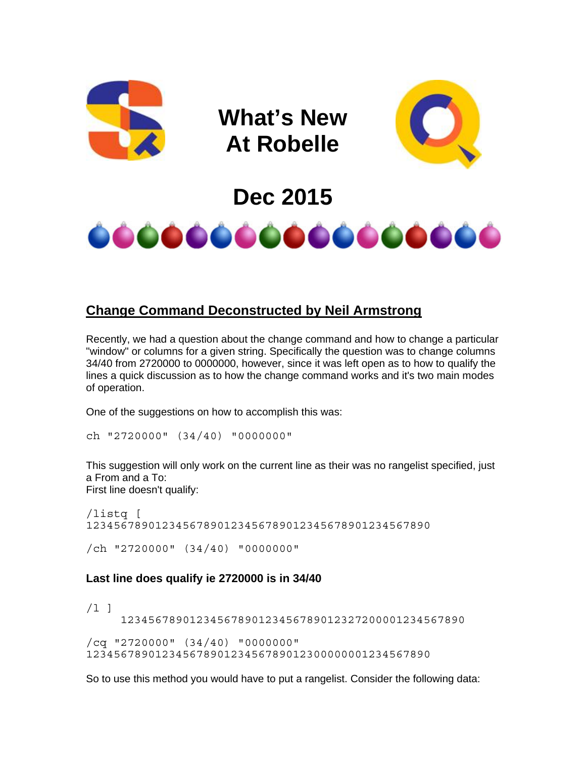# What's New At Robelle

# Dec 2015

## Change Command Deconstructed by Neil Armstrong

Recently, we had a question about the change command and how to change a particular "window" or columns for a given string. Specifically the question was to change columns 34/40 from 2720000 to 0000000, however, since it was left open as to how to qualify the lines a quick discussion as to how the change command works and it's two main modes of operation.

One of the suggestions on how to accomplish this was:

```
ch "2720000" (34/40) "0000000"
```

This suggestion will only work on the current line as their was no rangelist specified, just a From and a To:
First line doesn't qualify:

```
/listq [
1234567890123456789012345678901234567890123456789 0

/ch "2720000" (34/40) "0000000"
```

**Last line does qualify ie 2720000 is in 34/40**

```
/l ]
     123456789012345678901234567890123272000012345678 90

/cq "2720000" (34/40) "0000000"
1234567890123456789012345678901230000000012345678 90
```

So to use this method you would have to put a rangelist. Consider the following data: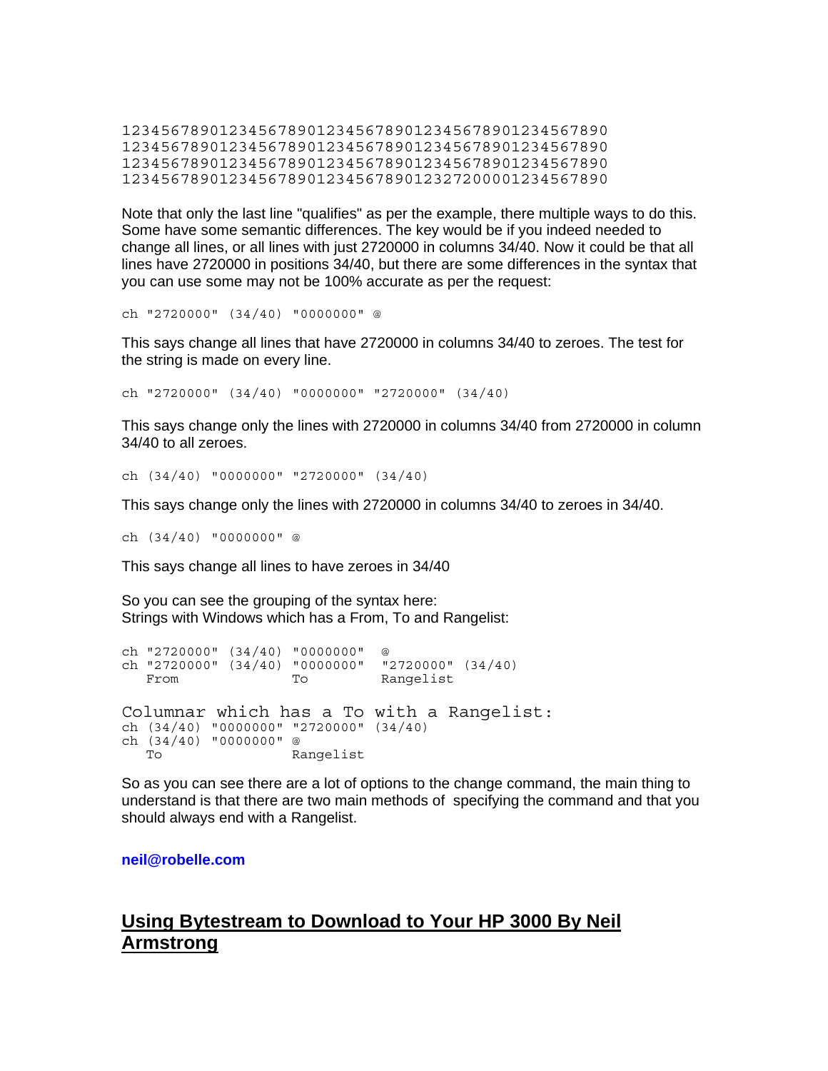```
1234567890123456789012345678901234567890123456789​0
12345678901234567890123456789012345678901234567890
12345678901234567890123456789012345678901234567890
12345678901234567890123456789012327200001234567890
```

Note that only the last line "qualifies" as per the example, there multiple ways to do this. Some have some semantic differences. The key would be if you indeed needed to change all lines, or all lines with just 2720000 in columns 34/40. Now it could be that all lines have 2720000 in positions 34/40, but there are some differences in the syntax that you can use some may not be 100% accurate as per the request:

```
ch "2720000" (34/40) "0000000" @
```

This says change all lines that have 2720000 in columns 34/40 to zeroes. The test for the string is made on every line.

```
ch "2720000" (34/40) "0000000" "2720000" (34/40)
```

This says change only the lines with 2720000 in columns 34/40 from 2720000 in column 34/40 to all zeroes.

```
ch (34/40) "0000000" "2720000" (34/40)
```

This says change only the lines with 2720000 in columns 34/40 to zeroes in 34/40.

```
ch (34/40) "0000000" @
```

This says change all lines to have zeroes in 34/40

So you can see the grouping of the syntax here:
Strings with Windows which has a From, To and Rangelist:

```
ch "2720000" (34/40) "0000000"  @
ch "2720000" (34/40) "0000000"  "2720000" (34/40)
   From              To         Rangelist
```

```
Columnar which has a To with a Rangelist:
ch (34/40) "0000000" "2720000" (34/40)
ch (34/40) "0000000" @
   To                Rangelist
```

So as you can see there are a lot of options to the change command, the main thing to understand is that there are two main methods of specifying the command and that you should always end with a Rangelist.

**neil@robelle.com**

## Using Bytestream to Download to Your HP 3000 By Neil Armstrong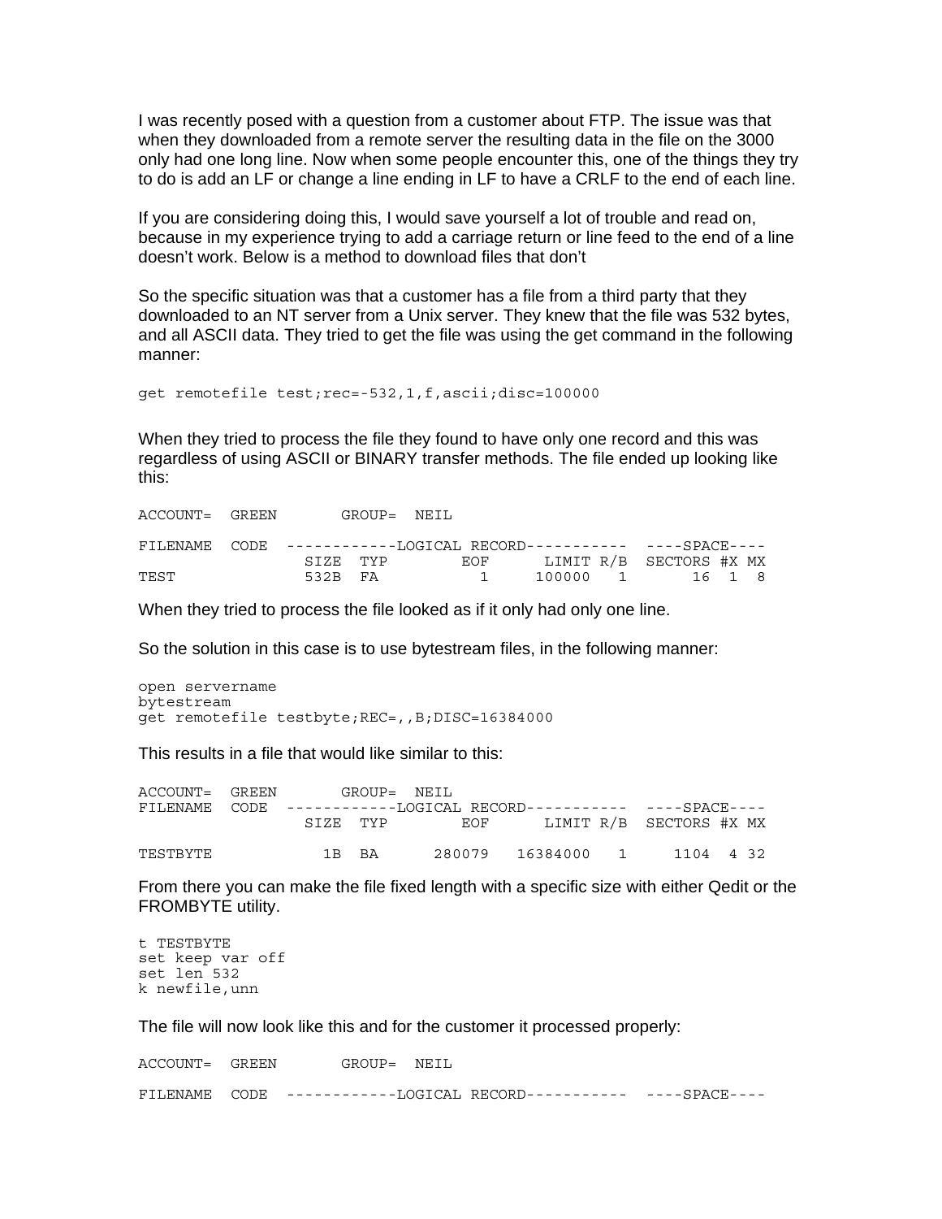I was recently posed with a question from a customer about FTP. The issue was that when they downloaded from a remote server the resulting data in the file on the 3000 only had one long line. Now when some people encounter this, one of the things they try to do is add an LF or change a line ending in LF to have a CRLF to the end of each line.

If you are considering doing this, I would save yourself a lot of trouble and read on, because in my experience trying to add a carriage return or line feed to the end of a line doesn't work. Below is a method to download files that don't

So the specific situation was that a customer has a file from a third party that they downloaded to an NT server from a Unix server. They knew that the file was 532 bytes, and all ASCII data. They tried to get the file was using the get command in the following manner:

```
get remotefile test;rec=-532,1,f,ascii;disc=100000
```

When they tried to process the file they found to have only one record and this was regardless of using ASCII or BINARY transfer methods. The file ended up looking like this:

```
ACCOUNT=  GREEN       GROUP=  NEIL

FILENAME  CODE  ------------LOGICAL RECORD-----------  ----SPACE----
                  SIZE  TYP        EOF      LIMIT R/B  SECTORS #X MX
TEST              532B  FA           1     100000   1       16  1  8
```

When they tried to process the file looked as if it only had only one line.

So the solution in this case is to use bytestream files, in the following manner:

```
open servername
bytestream
get remotefile testbyte;REC=,,B;DISC=16384000
```

This results in a file that would like similar to this:

```
ACCOUNT=  GREEN       GROUP=  NEIL
FILENAME  CODE  ------------LOGICAL RECORD-----------  ----SPACE----
                  SIZE  TYP        EOF      LIMIT R/B  SECTORS #X MX

TESTBYTE            1B  BA      280079   16384000   1     1104  4 32
```

From there you can make the file fixed length with a specific size with either Qedit or the FROMBYTE utility.

```
t TESTBYTE
set keep var off
set len 532
k newfile,unn
```

The file will now look like this and for the customer it processed properly:

```
ACCOUNT=  GREEN       GROUP=  NEIL

FILENAME  CODE  ------------LOGICAL RECORD-----------  ----SPACE----
```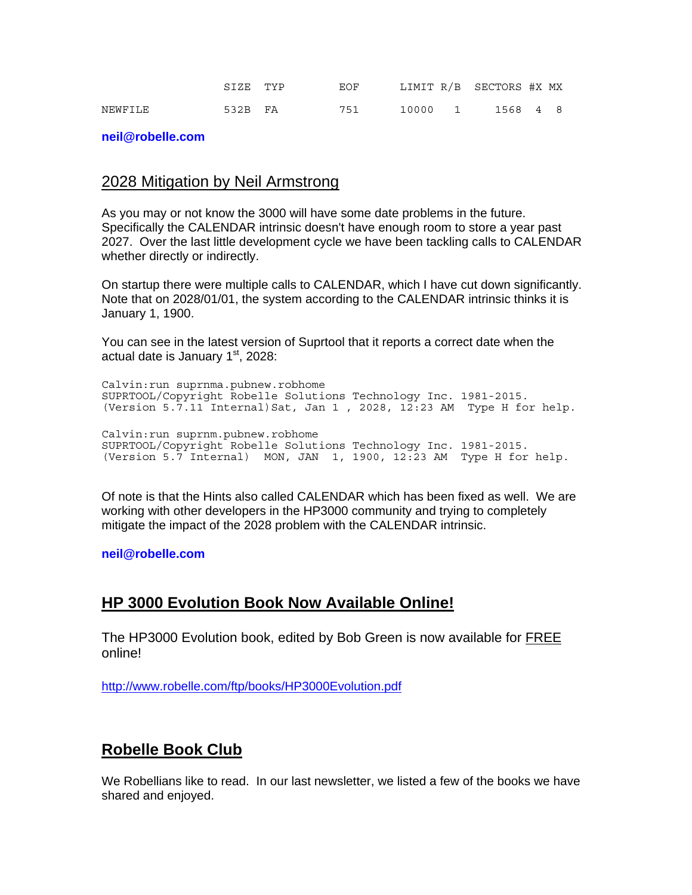```
                SIZE  TYP        EOF       LIMIT R/B  SECTORS #X MX

NEWFILE         532B  FA         751       10000   1      1568  4  8
```

**neil@robelle.com**

## 2028 Mitigation by Neil Armstrong

As you may or not know the 3000 will have some date problems in the future. Specifically the CALENDAR intrinsic doesn't have enough room to store a year past 2027. Over the last little development cycle we have been tackling calls to CALENDAR whether directly or indirectly.

On startup there were multiple calls to CALENDAR, which I have cut down significantly. Note that on 2028/01/01, the system according to the CALENDAR intrinsic thinks it is January 1, 1900.

You can see in the latest version of Suprtool that it reports a correct date when the actual date is January 1st, 2028:

```
Calvin:run suprnma.pubnew.robhome
SUPRTOOL/Copyright Robelle Solutions Technology Inc. 1981-2015.
(Version 5.7.11 Internal)Sat, Jan 1 , 2028, 12:23 AM  Type H for help.

Calvin:run suprnm.pubnew.robhome
SUPRTOOL/Copyright Robelle Solutions Technology Inc. 1981-2015.
(Version 5.7 Internal)  MON, JAN  1, 1900, 12:23 AM  Type H for help.
```

Of note is that the Hints also called CALENDAR which has been fixed as well. We are working with other developers in the HP3000 community and trying to completely mitigate the impact of the 2028 problem with the CALENDAR intrinsic.

**neil@robelle.com**

## HP 3000 Evolution Book Now Available Online!

The HP3000 Evolution book, edited by Bob Green is now available for FREE online!

http://www.robelle.com/ftp/books/HP3000Evolution.pdf

## Robelle Book Club

We Robellians like to read. In our last newsletter, we listed a few of the books we have shared and enjoyed.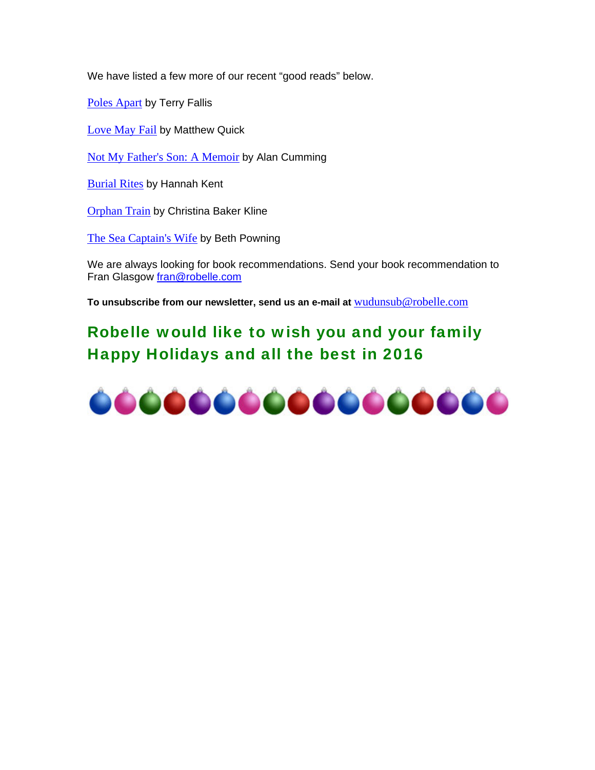We have listed a few more of our recent “good reads” below.

Poles Apart by Terry Fallis

Love May Fail by Matthew Quick

Not My Father's Son: A Memoir by Alan Cumming

Burial Rites by Hannah Kent

Orphan Train by Christina Baker Kline

The Sea Captain's Wife by Beth Powning

We are always looking for book recommendations. Send your book recommendation to Fran Glasgow fran@robelle.com

**To unsubscribe from our newsletter, send us an e-mail at** wudunsub@robelle.com

## Robelle would like to wish you and your family Happy Holidays and all the best in 2016